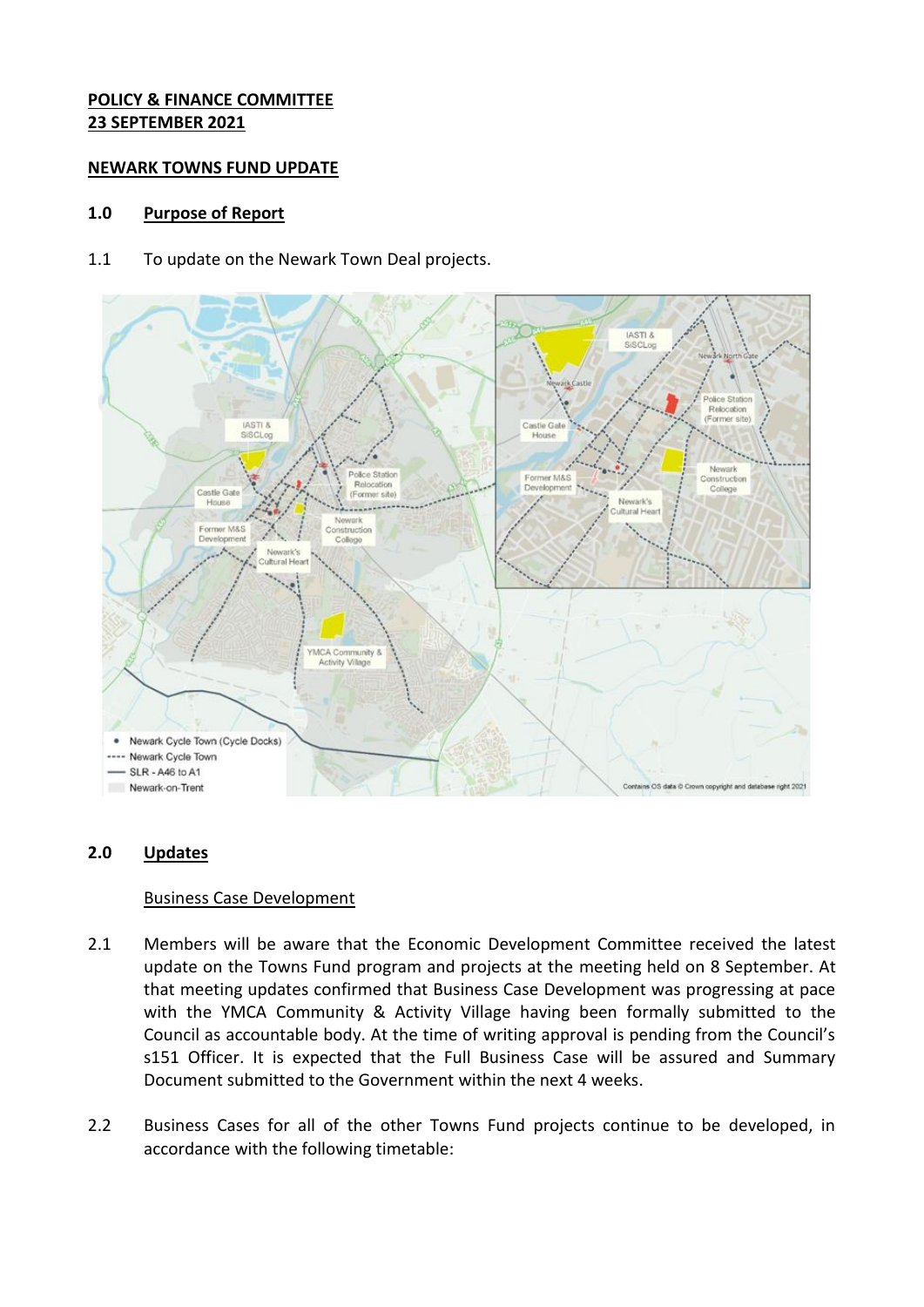**POLICY & FINANCE COMMITTEE**
**23 SEPTEMBER 2021**

**NEWARK TOWNS FUND UPDATE**

## 1.0 Purpose of Report

1.1 To update on the Newark Town Deal projects.

## 2.0 Updates

Business Case Development

2.1 Members will be aware that the Economic Development Committee received the latest update on the Towns Fund program and projects at the meeting held on 8 September. At that meeting updates confirmed that Business Case Development was progressing at pace with the YMCA Community & Activity Village having been formally submitted to the Council as accountable body. At the time of writing approval is pending from the Council's s151 Officer. It is expected that the Full Business Case will be assured and Summary Document submitted to the Government within the next 4 weeks.

2.2 Business Cases for all of the other Towns Fund projects continue to be developed, in accordance with the following timetable: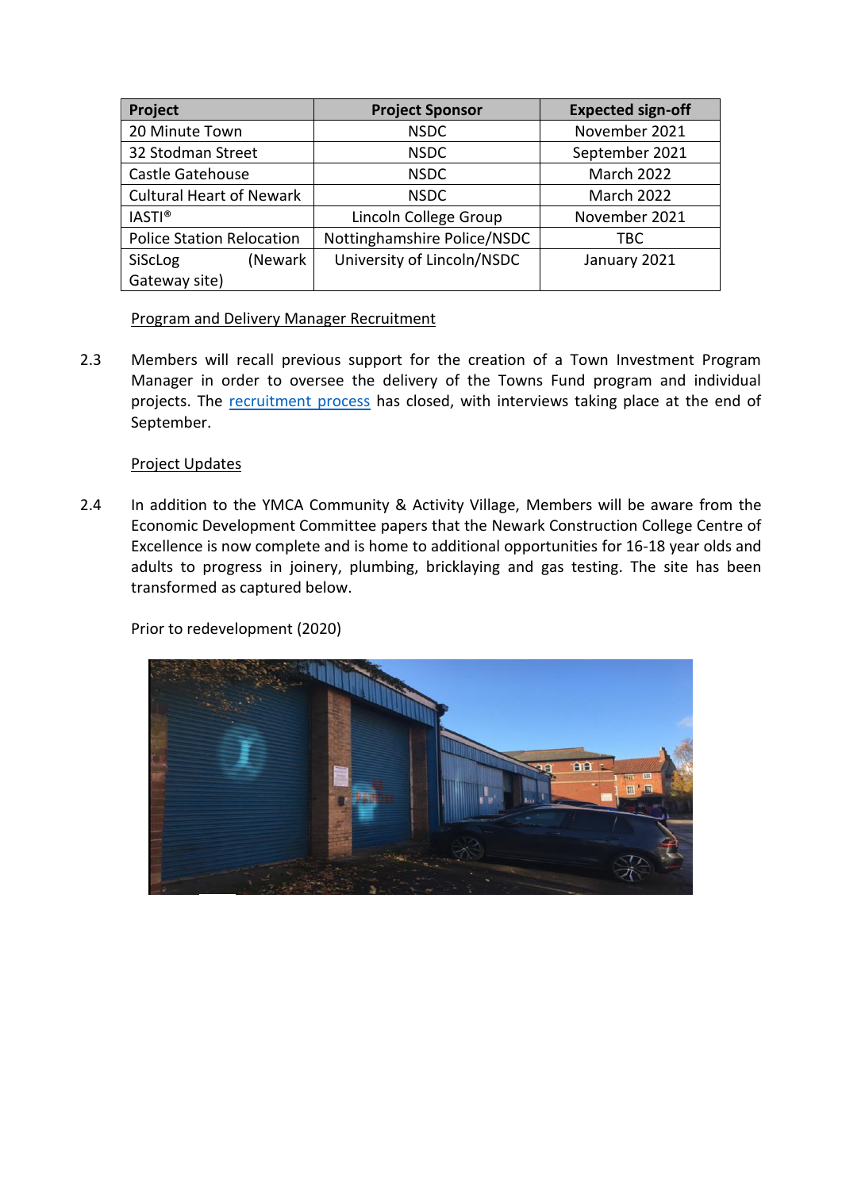| Project | Project Sponsor | Expected sign-off |
|---|---|---|
| 20 Minute Town | NSDC | November 2021 |
| 32 Stodman Street | NSDC | September 2021 |
| Castle Gatehouse | NSDC | March 2022 |
| Cultural Heart of Newark | NSDC | March 2022 |
| IASTI® | Lincoln College Group | November 2021 |
| Police Station Relocation | Nottinghamshire Police/NSDC | TBC |
| SiScLog (Newark Gateway site) | University of Lincoln/NSDC | January 2021 |

Program and Delivery Manager Recruitment

2.3 Members will recall previous support for the creation of a Town Investment Program Manager in order to oversee the delivery of the Towns Fund program and individual projects. The recruitment process has closed, with interviews taking place at the end of September.

Project Updates

2.4 In addition to the YMCA Community & Activity Village, Members will be aware from the Economic Development Committee papers that the Newark Construction College Centre of Excellence is now complete and is home to additional opportunities for 16-18 year olds and adults to progress in joinery, plumbing, bricklaying and gas testing. The site has been transformed as captured below.

Prior to redevelopment (2020)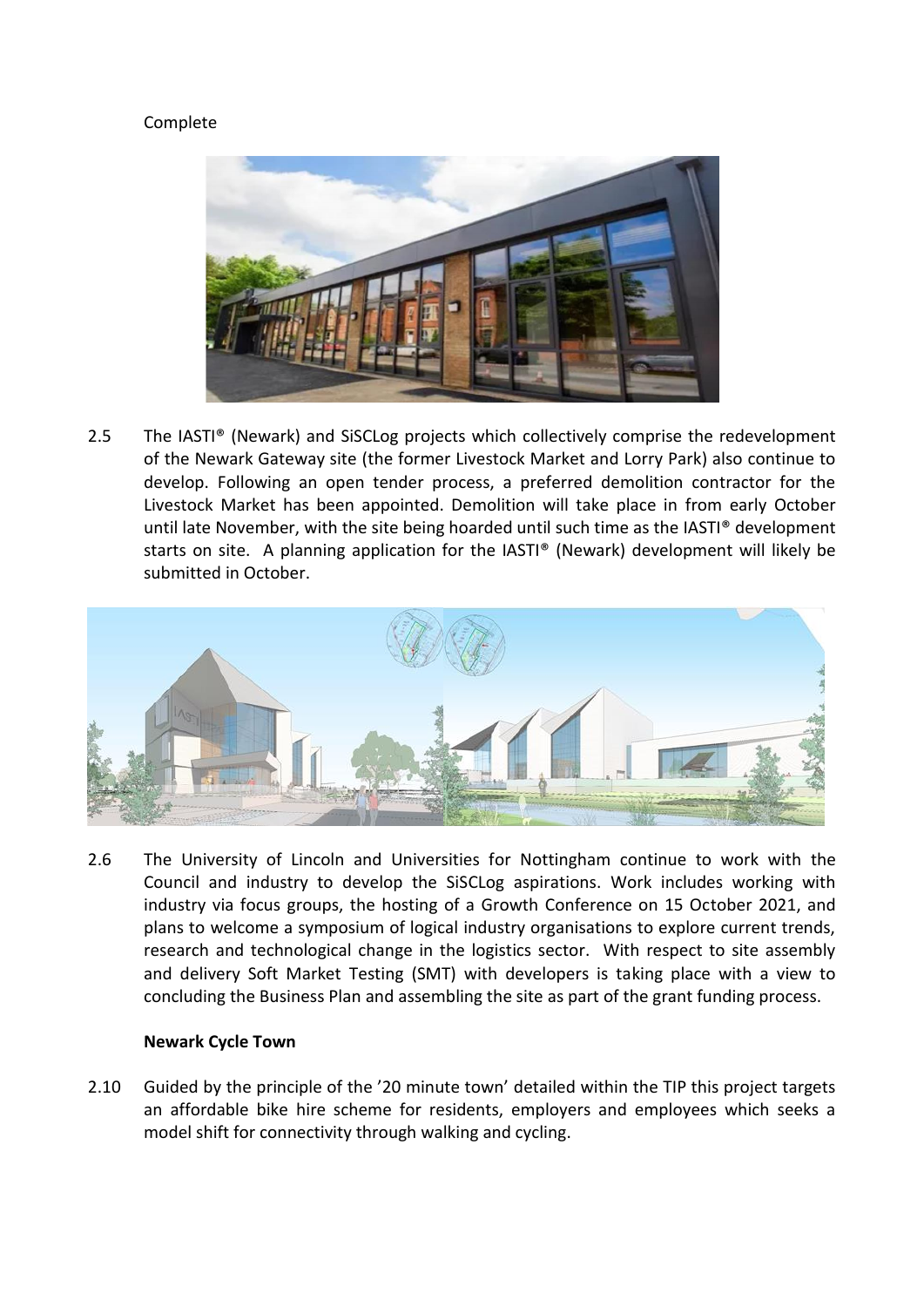Complete

2.5 The IASTI® (Newark) and SiSCLog projects which collectively comprise the redevelopment of the Newark Gateway site (the former Livestock Market and Lorry Park) also continue to develop. Following an open tender process, a preferred demolition contractor for the Livestock Market has been appointed. Demolition will take place in from early October until late November, with the site being hoarded until such time as the IASTI® development starts on site. A planning application for the IASTI® (Newark) development will likely be submitted in October.

2.6 The University of Lincoln and Universities for Nottingham continue to work with the Council and industry to develop the SiSCLog aspirations. Work includes working with industry via focus groups, the hosting of a Growth Conference on 15 October 2021, and plans to welcome a symposium of logical industry organisations to explore current trends, research and technological change in the logistics sector. With respect to site assembly and delivery Soft Market Testing (SMT) with developers is taking place with a view to concluding the Business Plan and assembling the site as part of the grant funding process.

**Newark Cycle Town**

2.10 Guided by the principle of the '20 minute town' detailed within the TIP this project targets an affordable bike hire scheme for residents, employers and employees which seeks a model shift for connectivity through walking and cycling.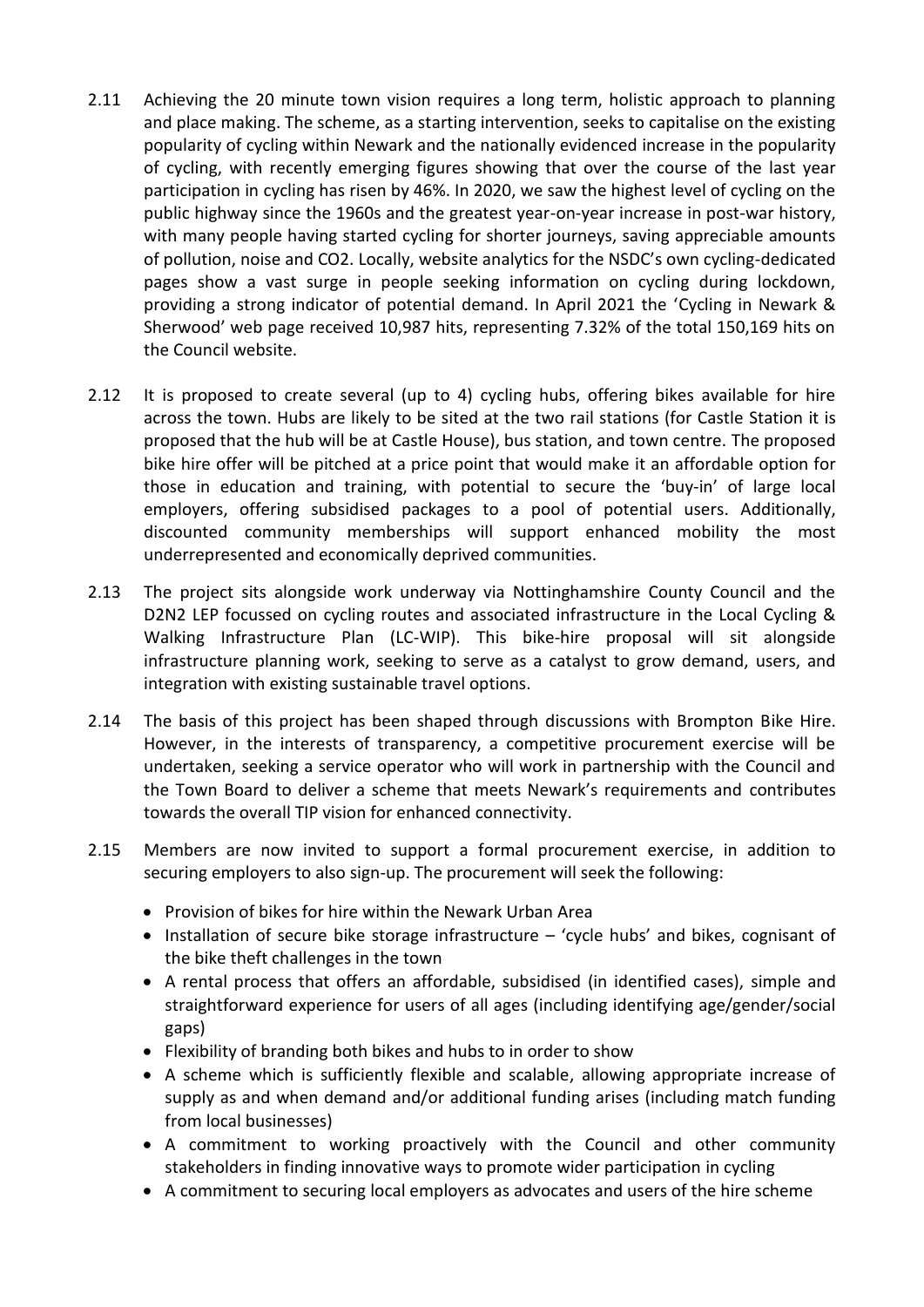2.11 Achieving the 20 minute town vision requires a long term, holistic approach to planning and place making. The scheme, as a starting intervention, seeks to capitalise on the existing popularity of cycling within Newark and the nationally evidenced increase in the popularity of cycling, with recently emerging figures showing that over the course of the last year participation in cycling has risen by 46%. In 2020, we saw the highest level of cycling on the public highway since the 1960s and the greatest year-on-year increase in post-war history, with many people having started cycling for shorter journeys, saving appreciable amounts of pollution, noise and CO2. Locally, website analytics for the NSDC's own cycling-dedicated pages show a vast surge in people seeking information on cycling during lockdown, providing a strong indicator of potential demand. In April 2021 the 'Cycling in Newark & Sherwood' web page received 10,987 hits, representing 7.32% of the total 150,169 hits on the Council website.

2.12 It is proposed to create several (up to 4) cycling hubs, offering bikes available for hire across the town. Hubs are likely to be sited at the two rail stations (for Castle Station it is proposed that the hub will be at Castle House), bus station, and town centre. The proposed bike hire offer will be pitched at a price point that would make it an affordable option for those in education and training, with potential to secure the 'buy-in' of large local employers, offering subsidised packages to a pool of potential users. Additionally, discounted community memberships will support enhanced mobility the most underrepresented and economically deprived communities.

2.13 The project sits alongside work underway via Nottinghamshire County Council and the D2N2 LEP focussed on cycling routes and associated infrastructure in the Local Cycling & Walking Infrastructure Plan (LC-WIP). This bike-hire proposal will sit alongside infrastructure planning work, seeking to serve as a catalyst to grow demand, users, and integration with existing sustainable travel options.

2.14 The basis of this project has been shaped through discussions with Brompton Bike Hire. However, in the interests of transparency, a competitive procurement exercise will be undertaken, seeking a service operator who will work in partnership with the Council and the Town Board to deliver a scheme that meets Newark's requirements and contributes towards the overall TIP vision for enhanced connectivity.

2.15 Members are now invited to support a formal procurement exercise, in addition to securing employers to also sign-up. The procurement will seek the following:

- Provision of bikes for hire within the Newark Urban Area
- Installation of secure bike storage infrastructure – 'cycle hubs' and bikes, cognisant of the bike theft challenges in the town
- A rental process that offers an affordable, subsidised (in identified cases), simple and straightforward experience for users of all ages (including identifying age/gender/social gaps)
- Flexibility of branding both bikes and hubs to in order to show
- A scheme which is sufficiently flexible and scalable, allowing appropriate increase of supply as and when demand and/or additional funding arises (including match funding from local businesses)
- A commitment to working proactively with the Council and other community stakeholders in finding innovative ways to promote wider participation in cycling
- A commitment to securing local employers as advocates and users of the hire scheme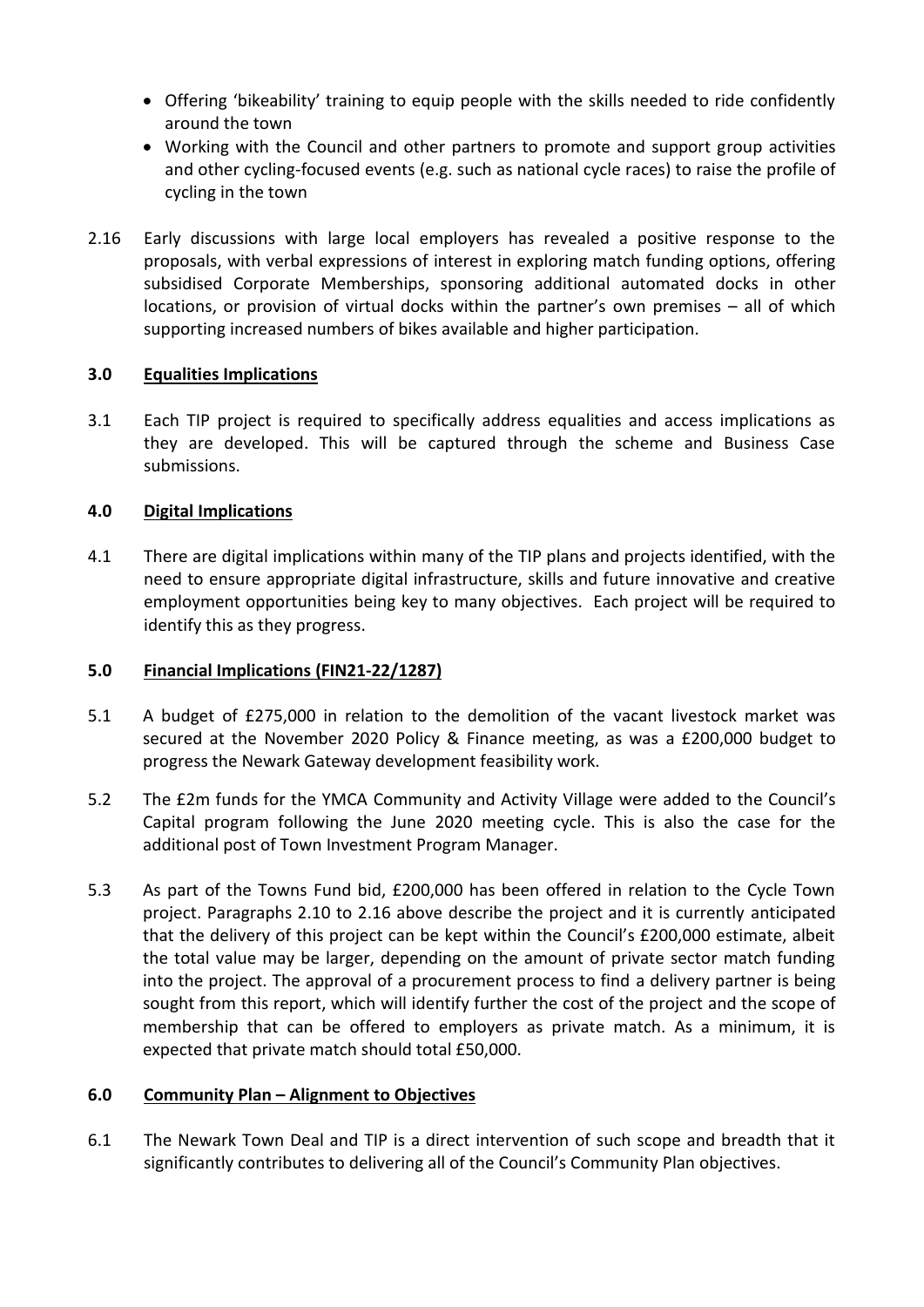- Offering 'bikeability' training to equip people with the skills needed to ride confidently around the town
- Working with the Council and other partners to promote and support group activities and other cycling-focused events (e.g. such as national cycle races) to raise the profile of cycling in the town

2.16 Early discussions with large local employers has revealed a positive response to the proposals, with verbal expressions of interest in exploring match funding options, offering subsidised Corporate Memberships, sponsoring additional automated docks in other locations, or provision of virtual docks within the partner's own premises – all of which supporting increased numbers of bikes available and higher participation.

## 3.0 Equalities Implications

3.1 Each TIP project is required to specifically address equalities and access implications as they are developed. This will be captured through the scheme and Business Case submissions.

## 4.0 Digital Implications

4.1 There are digital implications within many of the TIP plans and projects identified, with the need to ensure appropriate digital infrastructure, skills and future innovative and creative employment opportunities being key to many objectives. Each project will be required to identify this as they progress.

## 5.0 Financial Implications (FIN21-22/1287)

5.1 A budget of £275,000 in relation to the demolition of the vacant livestock market was secured at the November 2020 Policy & Finance meeting, as was a £200,000 budget to progress the Newark Gateway development feasibility work.

5.2 The £2m funds for the YMCA Community and Activity Village were added to the Council's Capital program following the June 2020 meeting cycle. This is also the case for the additional post of Town Investment Program Manager.

5.3 As part of the Towns Fund bid, £200,000 has been offered in relation to the Cycle Town project. Paragraphs 2.10 to 2.16 above describe the project and it is currently anticipated that the delivery of this project can be kept within the Council's £200,000 estimate, albeit the total value may be larger, depending on the amount of private sector match funding into the project. The approval of a procurement process to find a delivery partner is being sought from this report, which will identify further the cost of the project and the scope of membership that can be offered to employers as private match. As a minimum, it is expected that private match should total £50,000.

## 6.0 Community Plan – Alignment to Objectives

6.1 The Newark Town Deal and TIP is a direct intervention of such scope and breadth that it significantly contributes to delivering all of the Council's Community Plan objectives.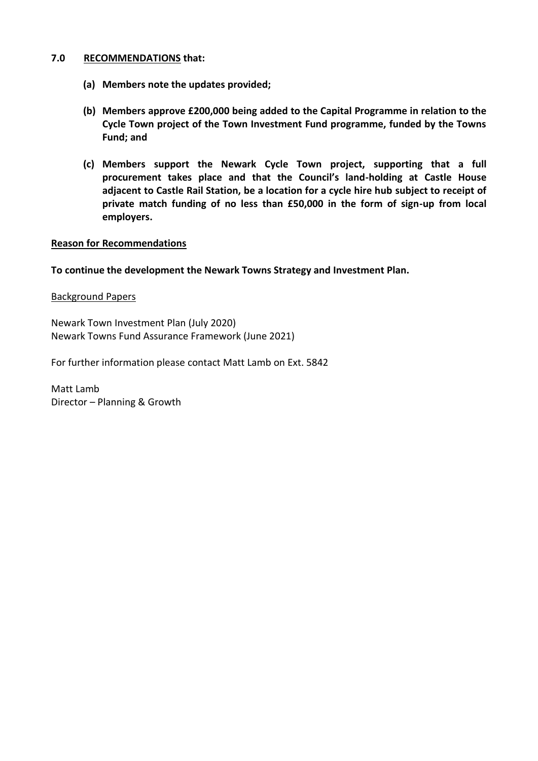## 7.0 RECOMMENDATIONS that:

**(a) Members note the updates provided;**

**(b) Members approve £200,000 being added to the Capital Programme in relation to the Cycle Town project of the Town Investment Fund programme, funded by the Towns Fund; and**

**(c) Members support the Newark Cycle Town project, supporting that a full procurement takes place and that the Council's land-holding at Castle House adjacent to Castle Rail Station, be a location for a cycle hire hub subject to receipt of private match funding of no less than £50,000 in the form of sign-up from local employers.**

**Reason for Recommendations**

**To continue the development the Newark Towns Strategy and Investment Plan.**

Background Papers

Newark Town Investment Plan (July 2020)
Newark Towns Fund Assurance Framework (June 2021)

For further information please contact Matt Lamb on Ext. 5842

Matt Lamb
Director – Planning & Growth